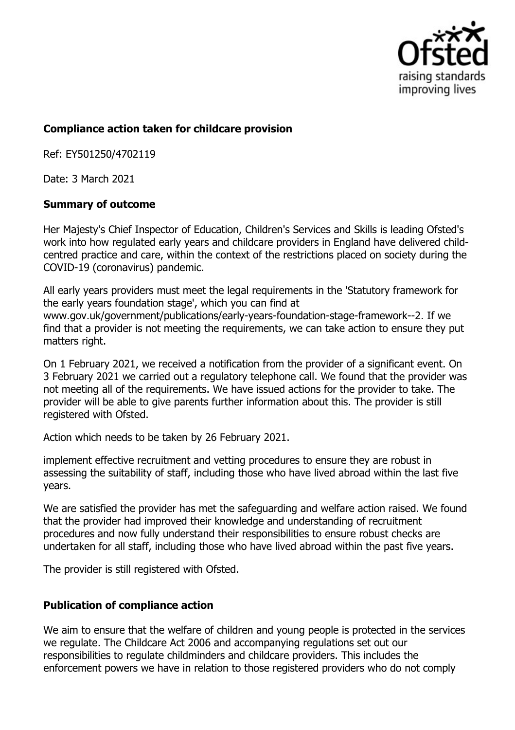**Compliance action taken for childcare provision**

Ref: EY501250/4702119

Date: 3 March 2021

**Summary of outcome**

Her Majesty's Chief Inspector of Education, Children's Services and Skills is leading Ofsted's work into how regulated early years and childcare providers in England have delivered child-centred practice and care, within the context of the restrictions placed on society during the COVID-19 (coronavirus) pandemic.

All early years providers must meet the legal requirements in the 'Statutory framework for the early years foundation stage', which you can find at www.gov.uk/government/publications/early-years-foundation-stage-framework--2. If we find that a provider is not meeting the requirements, we can take action to ensure they put matters right.

On 1 February 2021, we received a notification from the provider of a significant event. On 3 February 2021 we carried out a regulatory telephone call. We found that the provider was not meeting all of the requirements. We have issued actions for the provider to take. The provider will be able to give parents further information about this. The provider is still registered with Ofsted.

Action which needs to be taken by 26 February 2021.

implement effective recruitment and vetting procedures to ensure they are robust in assessing the suitability of staff, including those who have lived abroad within the last five years.

We are satisfied the provider has met the safeguarding and welfare action raised. We found that the provider had improved their knowledge and understanding of recruitment procedures and now fully understand their responsibilities to ensure robust checks are undertaken for all staff, including those who have lived abroad within the past five years.

The provider is still registered with Ofsted.

**Publication of compliance action**

We aim to ensure that the welfare of children and young people is protected in the services we regulate. The Childcare Act 2006 and accompanying regulations set out our responsibilities to regulate childminders and childcare providers. This includes the enforcement powers we have in relation to those registered providers who do not comply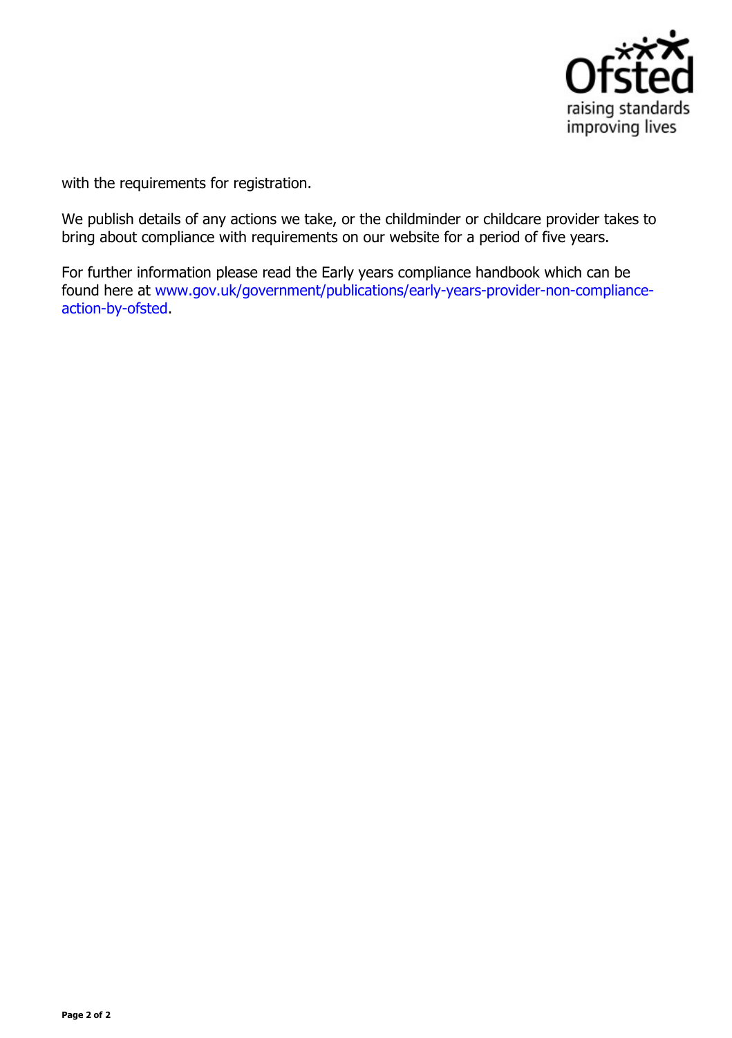with the requirements for registration.

We publish details of any actions we take, or the childminder or childcare provider takes to bring about compliance with requirements on our website for a period of five years.

For further information please read the Early years compliance handbook which can be found here at www.gov.uk/government/publications/early-years-provider-non-compliance-action-by-ofsted.